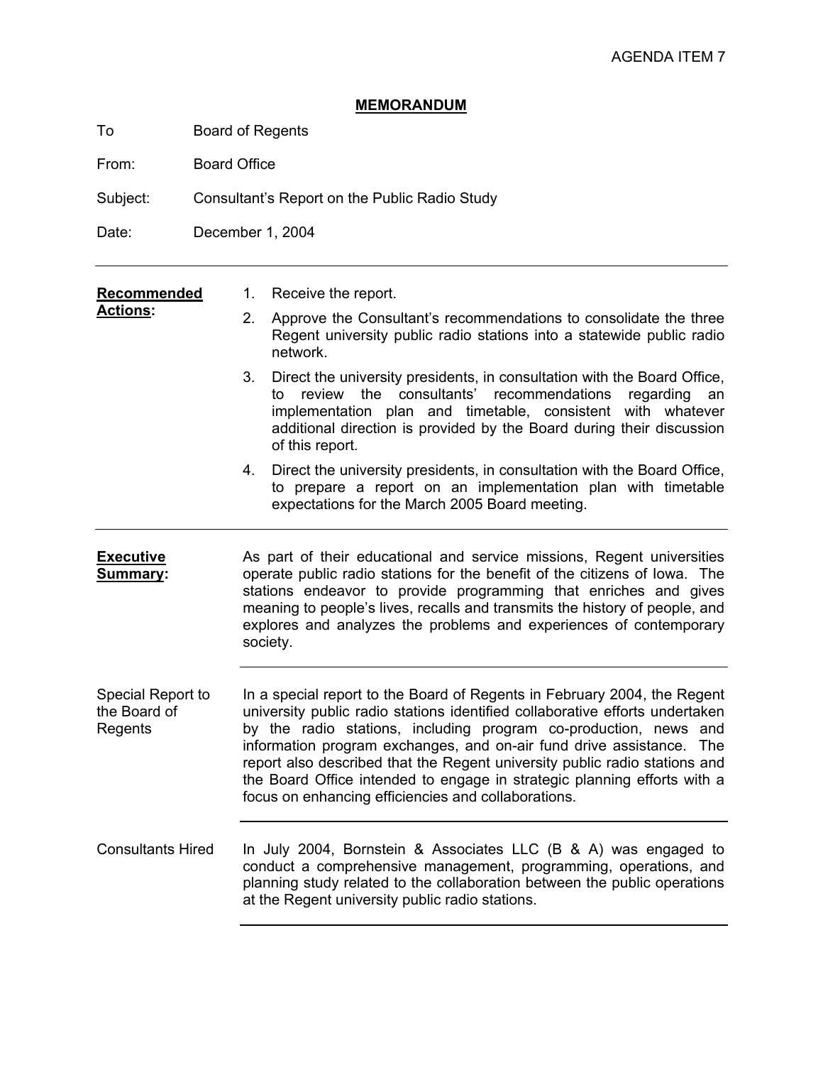AGENDA ITEM 7

# MEMORANDUM

To Board of Regents

From: Board Office

Subject: Consultant's Report on the Public Radio Study

Date: December 1, 2004

---

**Recommended Actions:**

1. Receive the report.
2. Approve the Consultant's recommendations to consolidate the three Regent university public radio stations into a statewide public radio network.
3. Direct the university presidents, in consultation with the Board Office, to review the consultants' recommendations regarding an implementation plan and timetable, consistent with whatever additional direction is provided by the Board during their discussion of this report.
4. Direct the university presidents, in consultation with the Board Office, to prepare a report on an implementation plan with timetable expectations for the March 2005 Board meeting.

---

**Executive Summary:**

As part of their educational and service missions, Regent universities operate public radio stations for the benefit of the citizens of Iowa. The stations endeavor to provide programming that enriches and gives meaning to people's lives, recalls and transmits the history of people, and explores and analyzes the problems and experiences of contemporary society.

Special Report to the Board of Regents

In a special report to the Board of Regents in February 2004, the Regent university public radio stations identified collaborative efforts undertaken by the radio stations, including program co-production, news and information program exchanges, and on-air fund drive assistance. The report also described that the Regent university public radio stations and the Board Office intended to engage in strategic planning efforts with a focus on enhancing efficiencies and collaborations.

Consultants Hired

In July 2004, Bornstein & Associates LLC (B & A) was engaged to conduct a comprehensive management, programming, operations, and planning study related to the collaboration between the public operations at the Regent university public radio stations.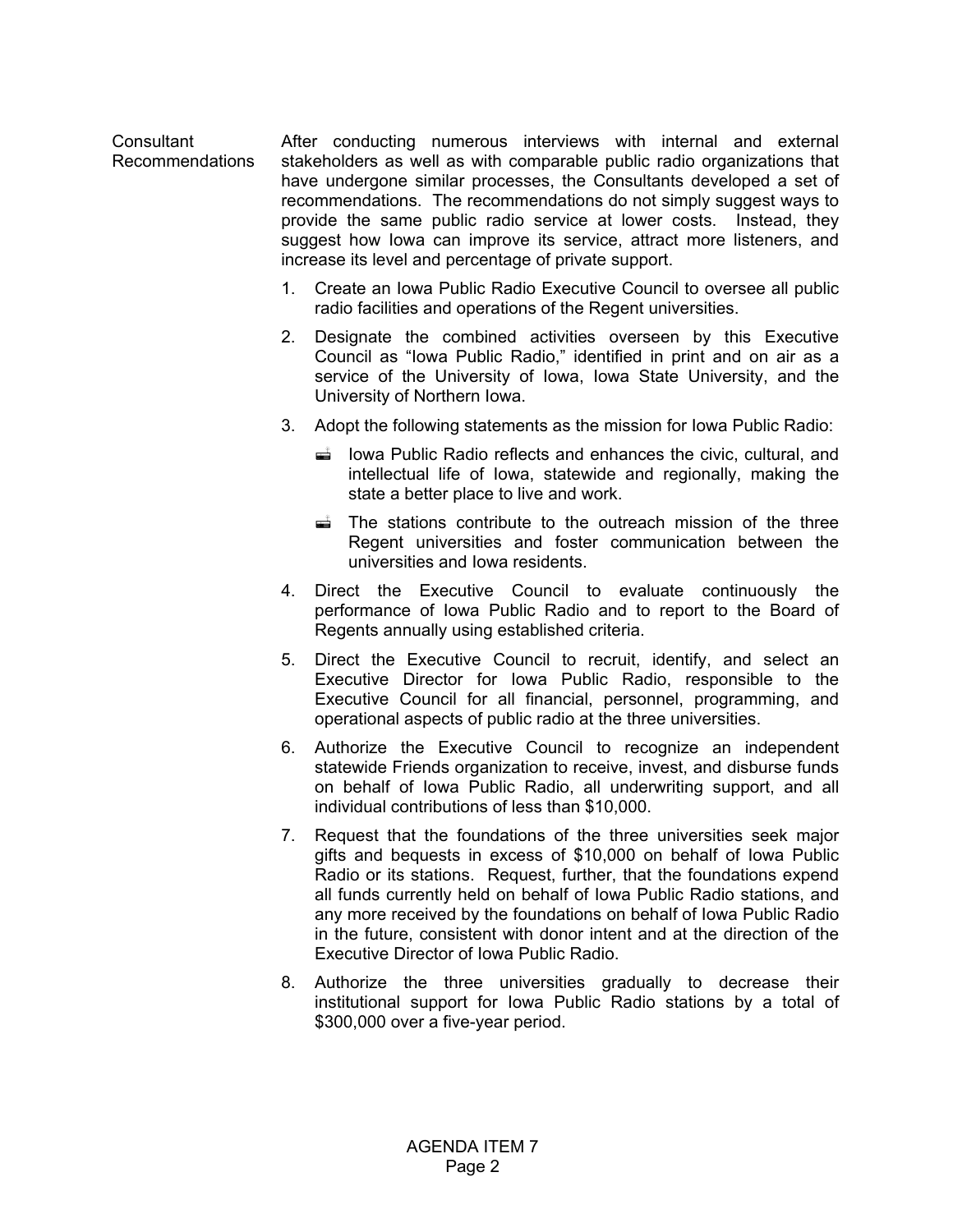**Consultant Recommendations**

After conducting numerous interviews with internal and external stakeholders as well as with comparable public radio organizations that have undergone similar processes, the Consultants developed a set of recommendations. The recommendations do not simply suggest ways to provide the same public radio service at lower costs. Instead, they suggest how Iowa can improve its service, attract more listeners, and increase its level and percentage of private support.

1. Create an Iowa Public Radio Executive Council to oversee all public radio facilities and operations of the Regent universities.
2. Designate the combined activities overseen by this Executive Council as "Iowa Public Radio," identified in print and on air as a service of the University of Iowa, Iowa State University, and the University of Northern Iowa.
3. Adopt the following statements as the mission for Iowa Public Radio:
   - Iowa Public Radio reflects and enhances the civic, cultural, and intellectual life of Iowa, statewide and regionally, making the state a better place to live and work.
   - The stations contribute to the outreach mission of the three Regent universities and foster communication between the universities and Iowa residents.
4. Direct the Executive Council to evaluate continuously the performance of Iowa Public Radio and to report to the Board of Regents annually using established criteria.
5. Direct the Executive Council to recruit, identify, and select an Executive Director for Iowa Public Radio, responsible to the Executive Council for all financial, personnel, programming, and operational aspects of public radio at the three universities.
6. Authorize the Executive Council to recognize an independent statewide Friends organization to receive, invest, and disburse funds on behalf of Iowa Public Radio, all underwriting support, and all individual contributions of less than $10,000.
7. Request that the foundations of the three universities seek major gifts and bequests in excess of $10,000 on behalf of Iowa Public Radio or its stations. Request, further, that the foundations expend all funds currently held on behalf of Iowa Public Radio stations, and any more received by the foundations on behalf of Iowa Public Radio in the future, consistent with donor intent and at the direction of the Executive Director of Iowa Public Radio.
8. Authorize the three universities gradually to decrease their institutional support for Iowa Public Radio stations by a total of $300,000 over a five-year period.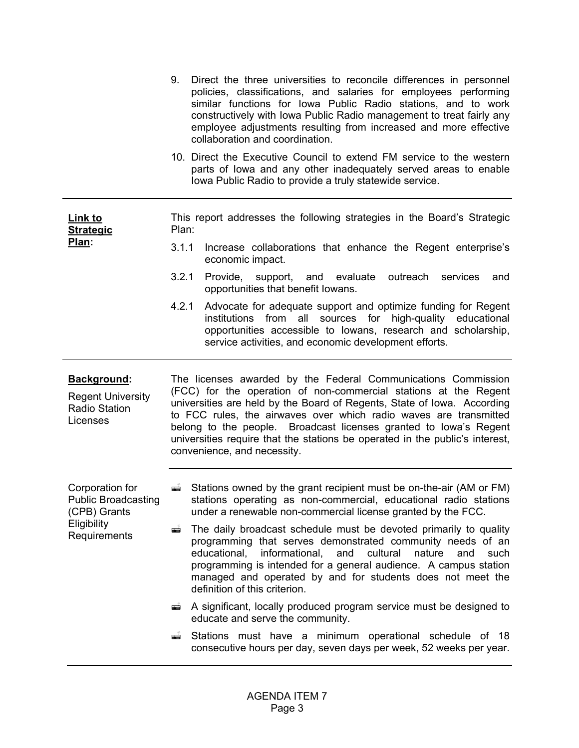9. Direct the three universities to reconcile differences in personnel policies, classifications, and salaries for employees performing similar functions for Iowa Public Radio stations, and to work constructively with Iowa Public Radio management to treat fairly any employee adjustments resulting from increased and more effective collaboration and coordination.

10. Direct the Executive Council to extend FM service to the western parts of Iowa and any other inadequately served areas to enable Iowa Public Radio to provide a truly statewide service.

---

**Link to Strategic Plan:**

This report addresses the following strategies in the Board's Strategic Plan:

3.1.1 Increase collaborations that enhance the Regent enterprise's economic impact.

3.2.1 Provide, support, and evaluate outreach services and opportunities that benefit Iowans.

4.2.1 Advocate for adequate support and optimize funding for Regent institutions from all sources for high-quality educational opportunities accessible to Iowans, research and scholarship, service activities, and economic development efforts.

---

**Background:**

Regent University Radio Station Licenses

The licenses awarded by the Federal Communications Commission (FCC) for the operation of non-commercial stations at the Regent universities are held by the Board of Regents, State of Iowa. According to FCC rules, the airwaves over which radio waves are transmitted belong to the people. Broadcast licenses granted to Iowa's Regent universities require that the stations be operated in the public's interest, convenience, and necessity.

---

Corporation for Public Broadcasting (CPB) Grants Eligibility Requirements

- Stations owned by the grant recipient must be on-the-air (AM or FM) stations operating as non-commercial, educational radio stations under a renewable non-commercial license granted by the FCC.
- The daily broadcast schedule must be devoted primarily to quality programming that serves demonstrated community needs of an educational, informational, and cultural nature and such programming is intended for a general audience. A campus station managed and operated by and for students does not meet the definition of this criterion.
- A significant, locally produced program service must be designed to educate and serve the community.
- Stations must have a minimum operational schedule of 18 consecutive hours per day, seven days per week, 52 weeks per year.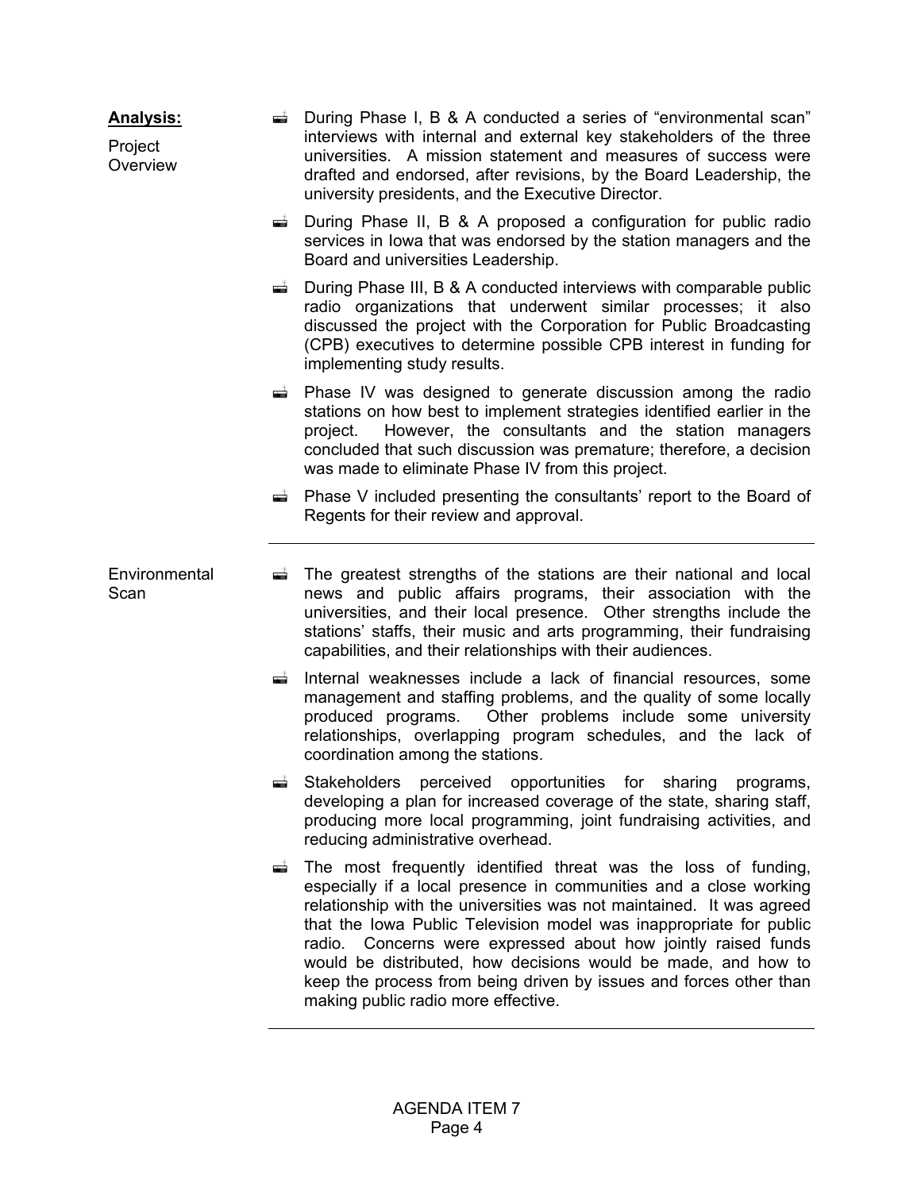**Analysis:**

Project Overview

- During Phase I, B & A conducted a series of "environmental scan" interviews with internal and external key stakeholders of the three universities. A mission statement and measures of success were drafted and endorsed, after revisions, by the Board Leadership, the university presidents, and the Executive Director.
- During Phase II, B & A proposed a configuration for public radio services in Iowa that was endorsed by the station managers and the Board and universities Leadership.
- During Phase III, B & A conducted interviews with comparable public radio organizations that underwent similar processes; it also discussed the project with the Corporation for Public Broadcasting (CPB) executives to determine possible CPB interest in funding for implementing study results.
- Phase IV was designed to generate discussion among the radio stations on how best to implement strategies identified earlier in the project. However, the consultants and the station managers concluded that such discussion was premature; therefore, a decision was made to eliminate Phase IV from this project.
- Phase V included presenting the consultants' report to the Board of Regents for their review and approval.

---

Environmental Scan

- The greatest strengths of the stations are their national and local news and public affairs programs, their association with the universities, and their local presence. Other strengths include the stations' staffs, their music and arts programming, their fundraising capabilities, and their relationships with their audiences.
- Internal weaknesses include a lack of financial resources, some management and staffing problems, and the quality of some locally produced programs. Other problems include some university relationships, overlapping program schedules, and the lack of coordination among the stations.
- Stakeholders perceived opportunities for sharing programs, developing a plan for increased coverage of the state, sharing staff, producing more local programming, joint fundraising activities, and reducing administrative overhead.
- The most frequently identified threat was the loss of funding, especially if a local presence in communities and a close working relationship with the universities was not maintained. It was agreed that the Iowa Public Television model was inappropriate for public radio. Concerns were expressed about how jointly raised funds would be distributed, how decisions would be made, and how to keep the process from being driven by issues and forces other than making public radio more effective.

---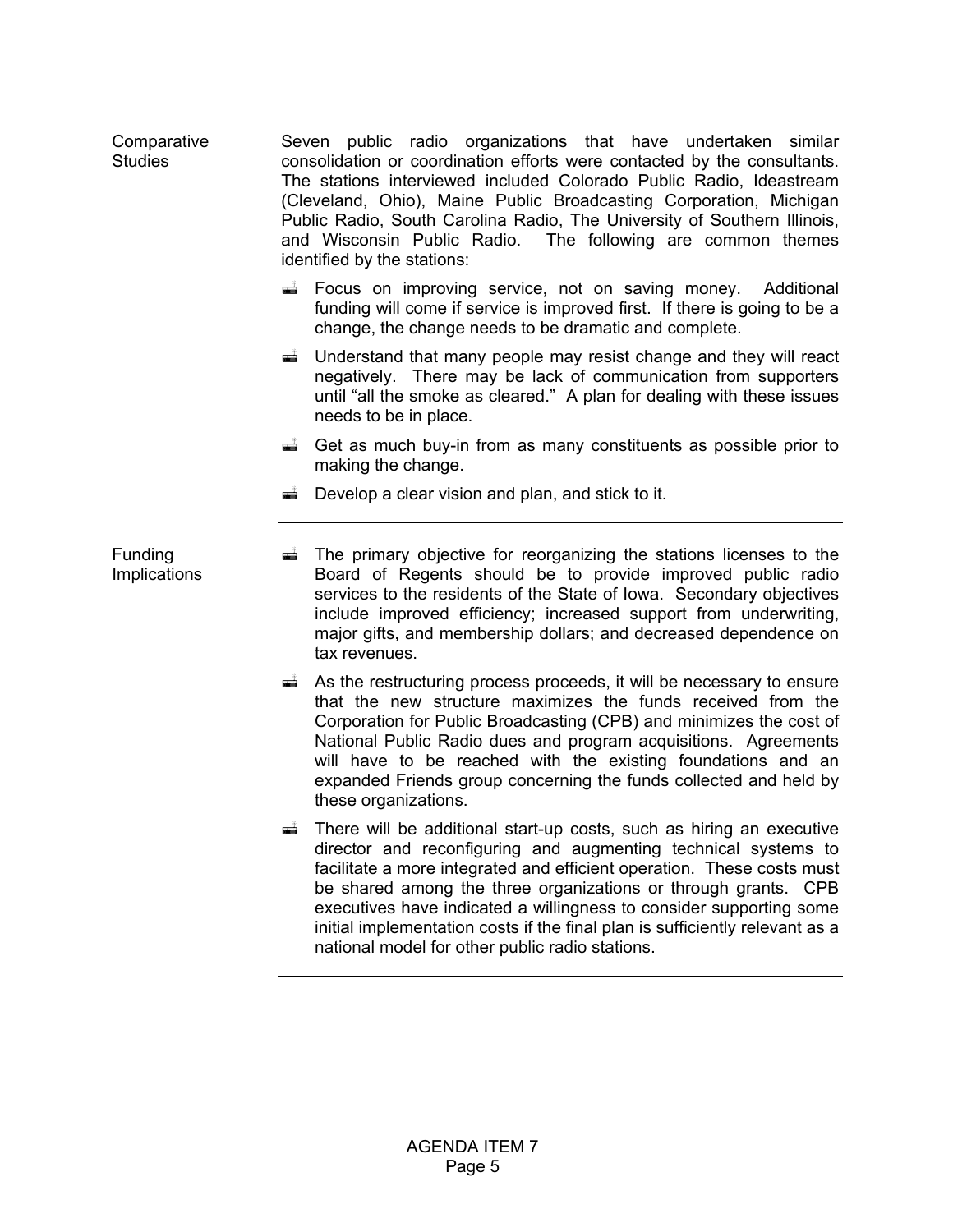**Comparative Studies**

Seven public radio organizations that have undertaken similar consolidation or coordination efforts were contacted by the consultants. The stations interviewed included Colorado Public Radio, Ideastream (Cleveland, Ohio), Maine Public Broadcasting Corporation, Michigan Public Radio, South Carolina Radio, The University of Southern Illinois, and Wisconsin Public Radio. The following are common themes identified by the stations:

- Focus on improving service, not on saving money. Additional funding will come if service is improved first. If there is going to be a change, the change needs to be dramatic and complete.
- Understand that many people may resist change and they will react negatively. There may be lack of communication from supporters until "all the smoke as cleared." A plan for dealing with these issues needs to be in place.
- Get as much buy-in from as many constituents as possible prior to making the change.
- Develop a clear vision and plan, and stick to it.

---

**Funding Implications**

- The primary objective for reorganizing the stations licenses to the Board of Regents should be to provide improved public radio services to the residents of the State of Iowa. Secondary objectives include improved efficiency; increased support from underwriting, major gifts, and membership dollars; and decreased dependence on tax revenues.
- As the restructuring process proceeds, it will be necessary to ensure that the new structure maximizes the funds received from the Corporation for Public Broadcasting (CPB) and minimizes the cost of National Public Radio dues and program acquisitions. Agreements will have to be reached with the existing foundations and an expanded Friends group concerning the funds collected and held by these organizations.
- There will be additional start-up costs, such as hiring an executive director and reconfiguring and augmenting technical systems to facilitate a more integrated and efficient operation. These costs must be shared among the three organizations or through grants. CPB executives have indicated a willingness to consider supporting some initial implementation costs if the final plan is sufficiently relevant as a national model for other public radio stations.

---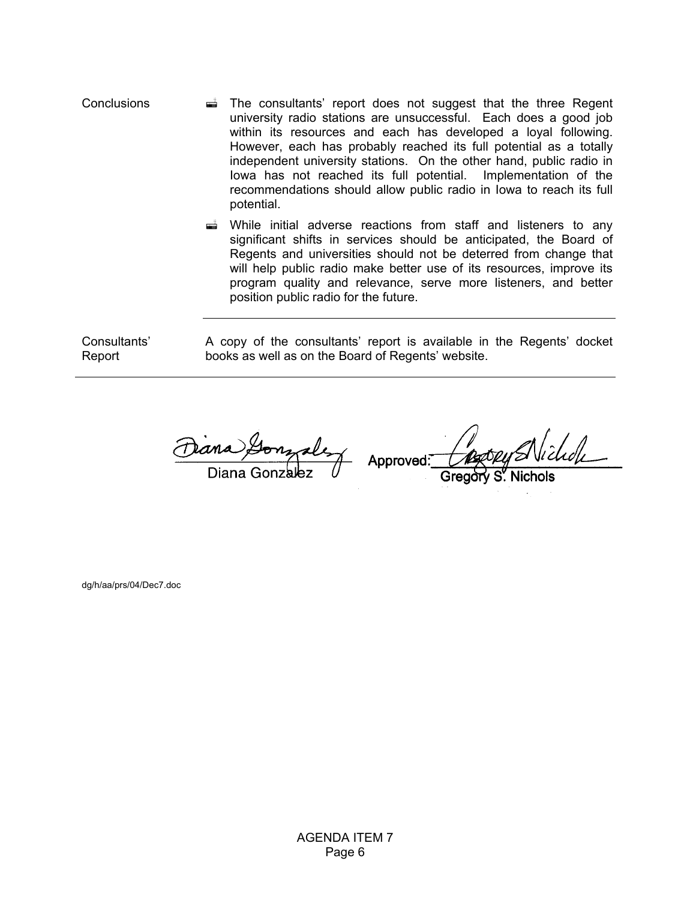Conclusions

- The consultants' report does not suggest that the three Regent university radio stations are unsuccessful. Each does a good job within its resources and each has developed a loyal following. However, each has probably reached its full potential as a totally independent university stations. On the other hand, public radio in Iowa has not reached its full potential. Implementation of the recommendations should allow public radio in Iowa to reach its full potential.
- While initial adverse reactions from staff and listeners to any significant shifts in services should be anticipated, the Board of Regents and universities should not be deterred from change that will help public radio make better use of its resources, improve its program quality and relevance, serve more listeners, and better position public radio for the future.

---

Consultants' Report

A copy of the consultants' report is available in the Regents' docket books as well as on the Board of Regents' website.

---

Diana Gonzalez

Approved: Gregory S. Nichols

dg/h/aa/prs/04/Dec7.doc

AGENDA ITEM 7